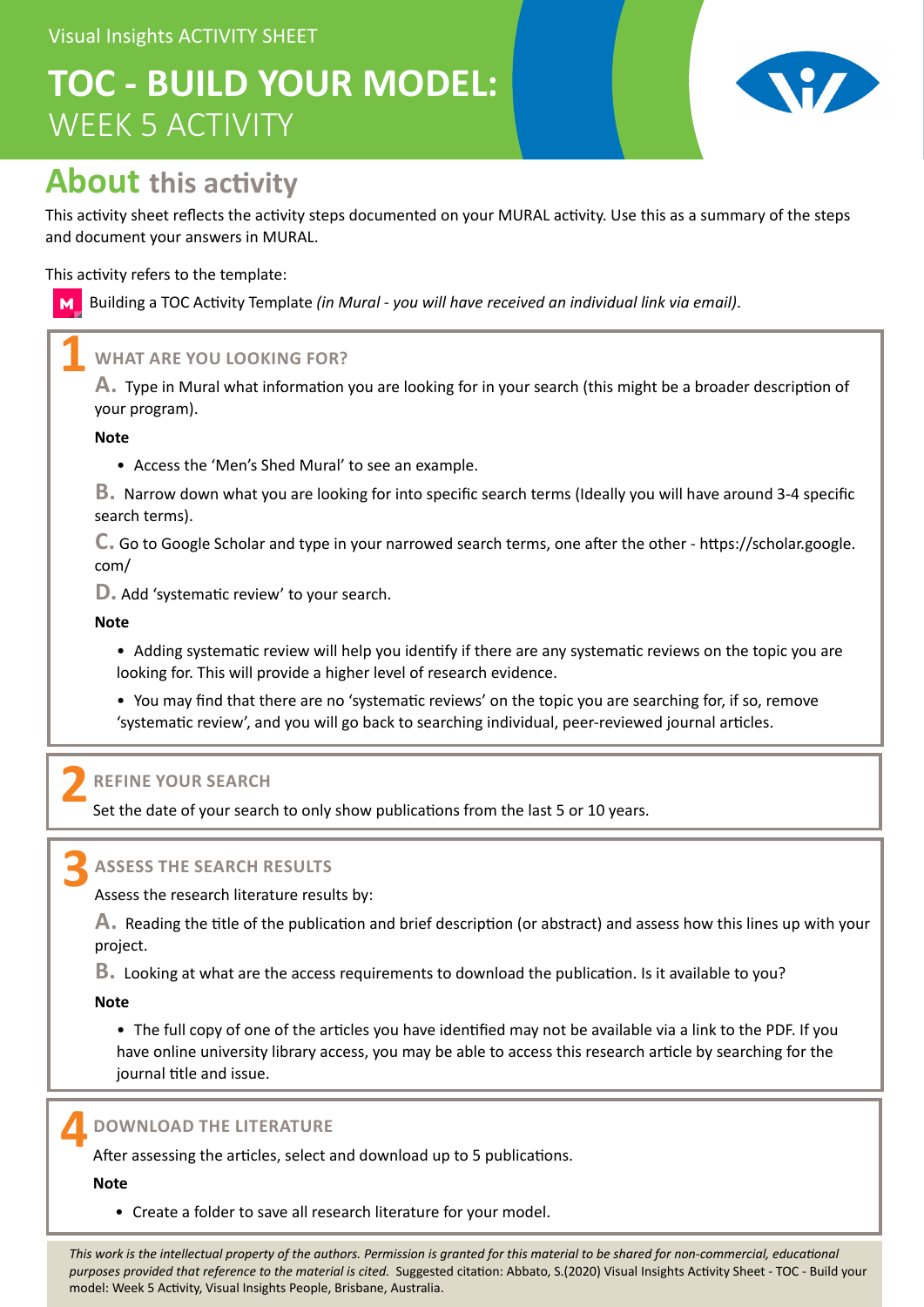Visual Insights ACTIVITY SHEET

# TOC - BUILD YOUR MODEL: WEEK 5 ACTIVITY

## About this activity

This activity sheet reflects the activity steps documented on your MURAL activity. Use this as a summary of the steps and document your answers in MURAL.

This activity refers to the template:

Building a TOC Activity Template *(in Mural - you will have received an individual link via email)*.

### 1 WHAT ARE YOU LOOKING FOR?

**A.** Type in Mural what information you are looking for in your search (this might be a broader description of your program).

**Note**

- Access the 'Men's Shed Mural' to see an example.

**B.** Narrow down what you are looking for into specific search terms (Ideally you will have around 3-4 specific search terms).

**C.** Go to Google Scholar and type in your narrowed search terms, one after the other - https://scholar.google.com/

**D.** Add 'systematic review' to your search.

**Note**

- Adding systematic review will help you identify if there are any systematic reviews on the topic you are looking for. This will provide a higher level of research evidence.
- You may find that there are no 'systematic reviews' on the topic you are searching for, if so, remove 'systematic review', and you will go back to searching individual, peer-reviewed journal articles.

### 2 REFINE YOUR SEARCH

Set the date of your search to only show publications from the last 5 or 10 years.

### 3 ASSESS THE SEARCH RESULTS

Assess the research literature results by:

**A.** Reading the title of the publication and brief description (or abstract) and assess how this lines up with your project.

**B.** Looking at what are the access requirements to download the publication. Is it available to you?

**Note**

- The full copy of one of the articles you have identified may not be available via a link to the PDF. If you have online university library access, you may be able to access this research article by searching for the journal title and issue.

### 4 DOWNLOAD THE LITERATURE

After assessing the articles, select and download up to 5 publications.

**Note**

- Create a folder to save all research literature for your model.

*This work is the intellectual property of the authors. Permission is granted for this material to be shared for non-commercial, educational purposes provided that reference to the material is cited.* Suggested citation: Abbato, S.(2020) Visual Insights Activity Sheet - TOC - Build your model: Week 5 Activity, Visual Insights People, Brisbane, Australia.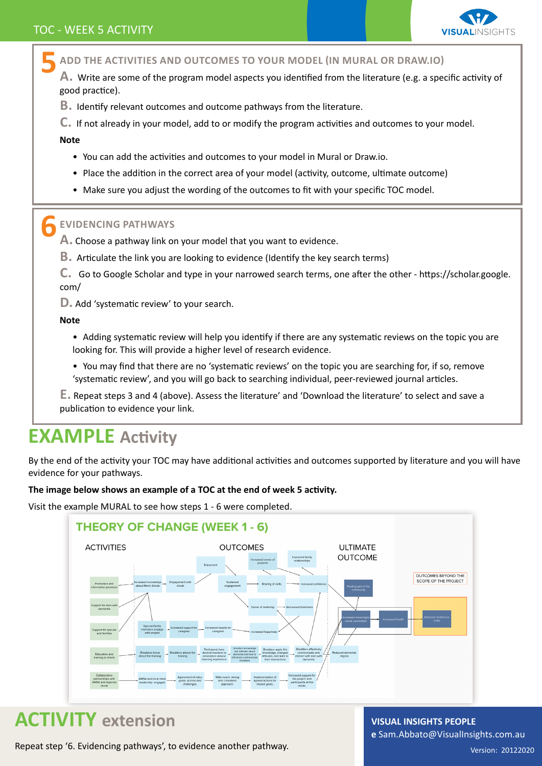# 5 ADD THE ACTIVITIES AND OUTCOMES TO YOUR MODEL (IN MURAL OR DRAW.IO)

**A.** Write are some of the program model aspects you identified from the literature (e.g. a specific activity of good practice).

**B.** Identify relevant outcomes and outcome pathways from the literature.

**C.** If not already in your model, add to or modify the program activities and outcomes to your model.

**Note**

- You can add the activities and outcomes to your model in Mural or Draw.io.
- Place the addition in the correct area of your model (activity, outcome, ultimate outcome)
- Make sure you adjust the wording of the outcomes to fit with your specific TOC model.

# 6 EVIDENCING PATHWAYS

**A.** Choose a pathway link on your model that you want to evidence.

**B.** Articulate the link you are looking to evidence (Identify the key search terms)

**C.** Go to Google Scholar and type in your narrowed search terms, one after the other - https://scholar.google.com/

**D.** Add 'systematic review' to your search.

**Note**

- Adding systematic review will help you identify if there are any systematic reviews on the topic you are looking for. This will provide a higher level of research evidence.
- You may find that there are no 'systematic reviews' on the topic you are searching for, if so, remove 'systematic review', and you will go back to searching individual, peer-reviewed journal articles.

**E.** Repeat steps 3 and 4 (above). Assess the literature' and 'Download the literature' to select and save a publication to evidence your link.

# EXAMPLE Activity

By the end of the activity your TOC may have additional activities and outcomes supported by literature and you will have evidence for your pathways.

**The image below shows an example of a TOC at the end of week 5 activity.**

Visit the example MURAL to see how steps 1 - 6 were completed.

THEORY OF CHANGE (WEEK 1 - 6)

ACTIVITIES

OUTCOMES

ULTIMATE OUTCOME

OUTCOMES BEYOND THE SCOPE OF THE PROJECT

# ACTIVITY extension

Repeat step '6. Evidencing pathways', to evidence another pathway.

**VISUAL INSIGHTS PEOPLE**

**e** Sam.Abbato@VisualInsights.com.au

Version: 20122020